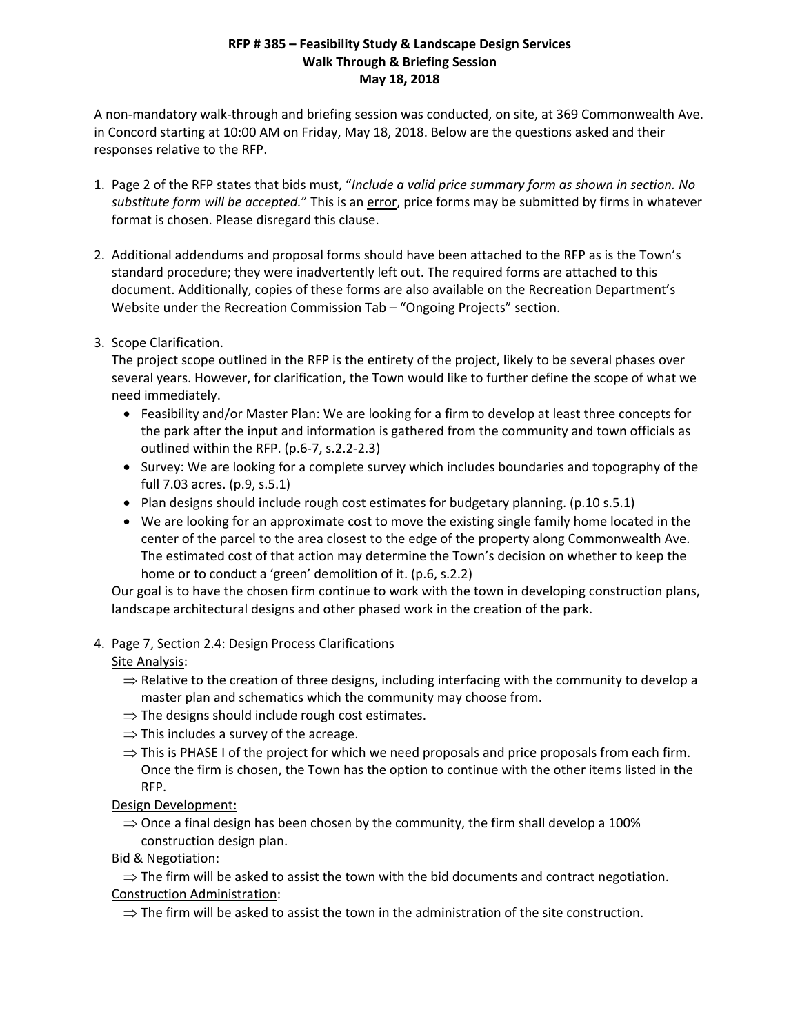**RFP # 385 – Feasibility Study & Landscape Design Services**
**Walk Through & Briefing Session**
**May 18, 2018**

A non-mandatory walk-through and briefing session was conducted, on site, at 369 Commonwealth Ave. in Concord starting at 10:00 AM on Friday, May 18, 2018. Below are the questions asked and their responses relative to the RFP.

1. Page 2 of the RFP states that bids must, "*Include a valid price summary form as shown in section. No substitute form will be accepted.*" This is an <u>error</u>, price forms may be submitted by firms in whatever format is chosen. Please disregard this clause.

2. Additional addendums and proposal forms should have been attached to the RFP as is the Town's standard procedure; they were inadvertently left out. The required forms are attached to this document. Additionally, copies of these forms are also available on the Recreation Department's Website under the Recreation Commission Tab – "Ongoing Projects" section.

3. Scope Clarification.
   The project scope outlined in the RFP is the entirety of the project, likely to be several phases over several years. However, for clarification, the Town would like to further define the scope of what we need immediately.
   - Feasibility and/or Master Plan: We are looking for a firm to develop at least three concepts for the park after the input and information is gathered from the community and town officials as outlined within the RFP. (p.6-7, s.2.2-2.3)
   - Survey: We are looking for a complete survey which includes boundaries and topography of the full 7.03 acres. (p.9, s.5.1)
   - Plan designs should include rough cost estimates for budgetary planning. (p.10 s.5.1)
   - We are looking for an approximate cost to move the existing single family home located in the center of the parcel to the area closest to the edge of the property along Commonwealth Ave. The estimated cost of that action may determine the Town's decision on whether to keep the home or to conduct a 'green' demolition of it. (p.6, s.2.2)

   Our goal is to have the chosen firm continue to work with the town in developing construction plans, landscape architectural designs and other phased work in the creation of the park.

4. Page 7, Section 2.4: Design Process Clarifications
   <u>Site Analysis</u>:
   - ⇒ Relative to the creation of three designs, including interfacing with the community to develop a master plan and schematics which the community may choose from.
   - ⇒ The designs should include rough cost estimates.
   - ⇒ This includes a survey of the acreage.
   - ⇒ This is PHASE I of the project for which we need proposals and price proposals from each firm. Once the firm is chosen, the Town has the option to continue with the other items listed in the RFP.

   <u>Design Development:</u>
   - ⇒ Once a final design has been chosen by the community, the firm shall develop a 100% construction design plan.

   <u>Bid & Negotiation:</u>
   - ⇒ The firm will be asked to assist the town with the bid documents and contract negotiation.

   <u>Construction Administration</u>:
   - ⇒ The firm will be asked to assist the town in the administration of the site construction.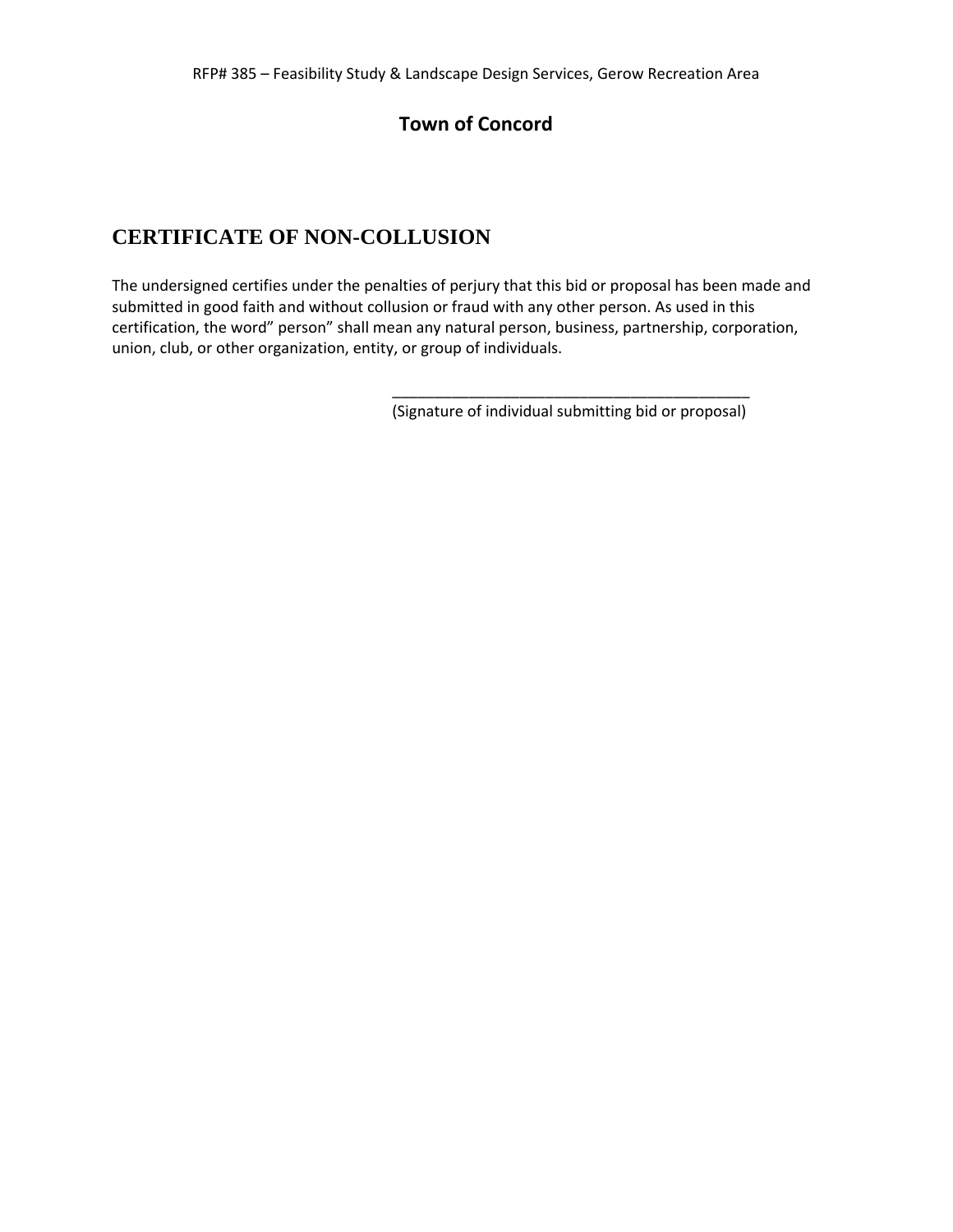## Town of Concord

# CERTIFICATE OF NON-COLLUSION

The undersigned certifies under the penalties of perjury that this bid or proposal has been made and submitted in good faith and without collusion or fraud with any other person. As used in this certification, the word" person" shall mean any natural person, business, partnership, corporation, union, club, or other organization, entity, or group of individuals.

_____________________________________________

(Signature of individual submitting bid or proposal)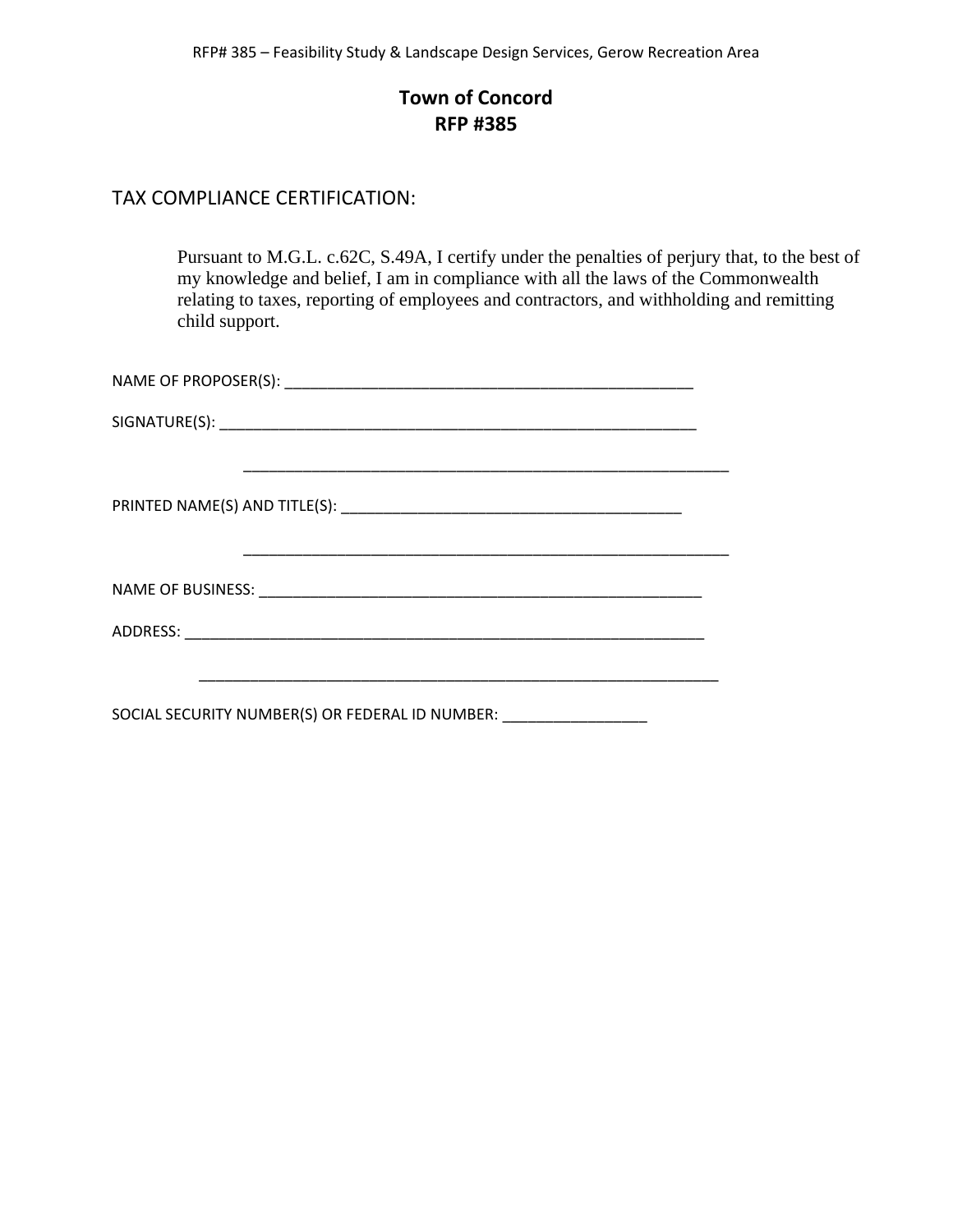# Town of Concord
# RFP #385

TAX COMPLIANCE CERTIFICATION:

> Pursuant to M.G.L. c.62C, S.49A, I certify under the penalties of perjury that, to the best of my knowledge and belief, I am in compliance with all the laws of the Commonwealth relating to taxes, reporting of employees and contractors, and withholding and remitting child support.

NAME OF PROPOSER(S): ___________________________________________________

SIGNATURE(S): ___________________________________________________________

_____________________________________________________________

PRINTED NAME(S) AND TITLE(S): ___________________________________________

_____________________________________________________________

NAME OF BUSINESS: _______________________________________________________

ADDRESS: _________________________________________________________________

_________________________________________________________________

SOCIAL SECURITY NUMBER(S) OR FEDERAL ID NUMBER: __________________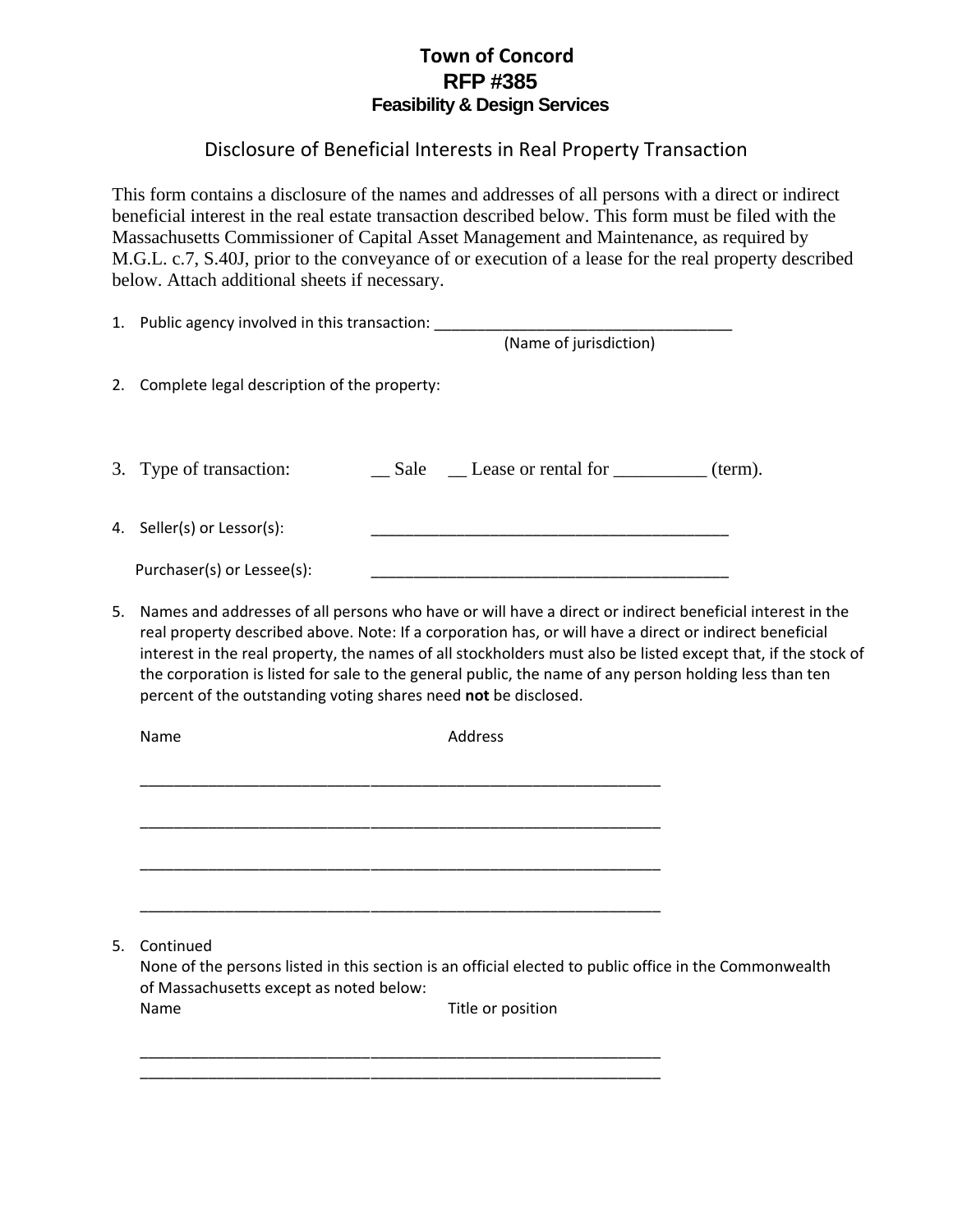# Town of Concord
## RFP #385
### Feasibility & Design Services

## Disclosure of Beneficial Interests in Real Property Transaction

This form contains a disclosure of the names and addresses of all persons with a direct or indirect beneficial interest in the real estate transaction described below. This form must be filed with the Massachusetts Commissioner of Capital Asset Management and Maintenance, as required by M.G.L. c.7, S.40J, prior to the conveyance of or execution of a lease for the real property described below. Attach additional sheets if necessary.

1. Public agency involved in this transaction: ___________________________________
   (Name of jurisdiction)

2. Complete legal description of the property:

3. Type of transaction: __ Sale __ Lease or rental for __________ (term).

4. Seller(s) or Lessor(s): ___________________________________________

   Purchaser(s) or Lessee(s): ___________________________________________

5. Names and addresses of all persons who have or will have a direct or indirect beneficial interest in the real property described above. Note: If a corporation has, or will have a direct or indirect beneficial interest in the real property, the names of all stockholders must also be listed except that, if the stock of the corporation is listed for sale to the general public, the name of any person holding less than ten percent of the outstanding voting shares need **not** be disclosed.

   Name Address

   _______________________________________________________________

   _______________________________________________________________

   _______________________________________________________________

   _______________________________________________________________

5. Continued
   None of the persons listed in this section is an official elected to public office in the Commonwealth of Massachusetts except as noted below:
   Name Title or position

   _______________________________________________________________
   _______________________________________________________________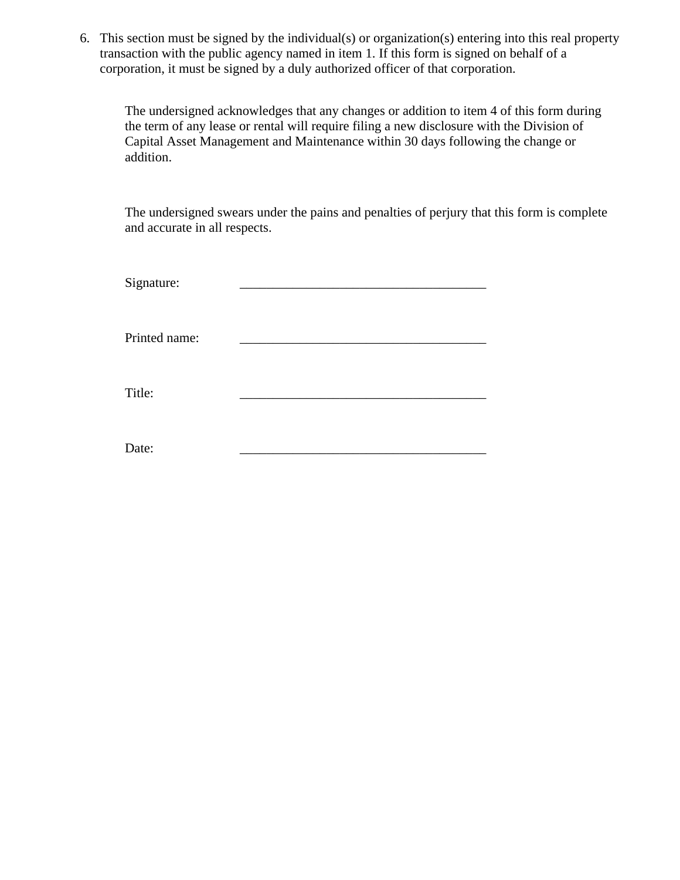6. This section must be signed by the individual(s) or organization(s) entering into this real property transaction with the public agency named in item 1. If this form is signed on behalf of a corporation, it must be signed by a duly authorized officer of that corporation.

   The undersigned acknowledges that any changes or addition to item 4 of this form during the term of any lease or rental will require filing a new disclosure with the Division of Capital Asset Management and Maintenance within 30 days following the change or addition.

   The undersigned swears under the pains and penalties of perjury that this form is complete and accurate in all respects.

   Signature: ______________________________________

   Printed name: ______________________________________

   Title: ______________________________________

   Date: ______________________________________